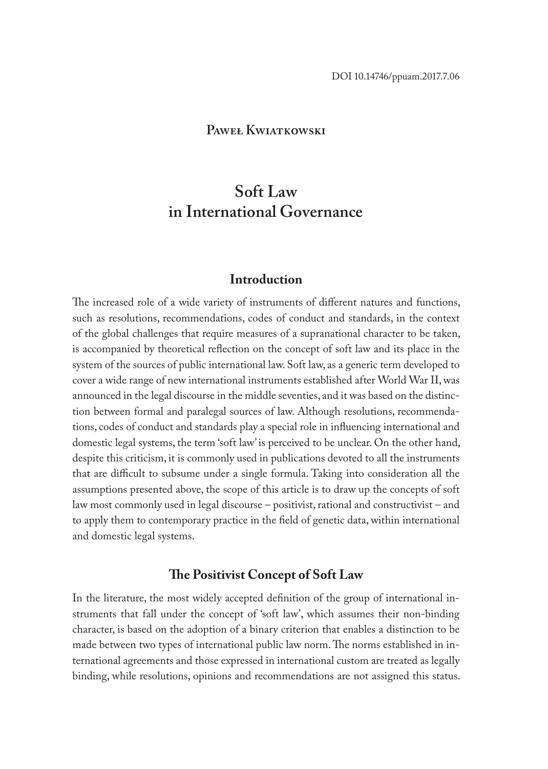DOI 10.14746/ppuam.2017.7.06

**Paweł Kwiatkowski**

# Soft Law in International Governance

## Introduction

The increased role of a wide variety of instruments of different natures and functions, such as resolutions, recommendations, codes of conduct and standards, in the context of the global challenges that require measures of a supranational character to be taken, is accompanied by theoretical reflection on the concept of soft law and its place in the system of the sources of public international law. Soft law, as a generic term developed to cover a wide range of new international instruments established after World War II, was announced in the legal discourse in the middle seventies, and it was based on the distinction between formal and paralegal sources of law. Although resolutions, recommendations, codes of conduct and standards play a special role in influencing international and domestic legal systems, the term 'soft law' is perceived to be unclear. On the other hand, despite this criticism, it is commonly used in publications devoted to all the instruments that are difficult to subsume under a single formula. Taking into consideration all the assumptions presented above, the scope of this article is to draw up the concepts of soft law most commonly used in legal discourse – positivist, rational and constructivist – and to apply them to contemporary practice in the field of genetic data, within international and domestic legal systems.

## The Positivist Concept of Soft Law

In the literature, the most widely accepted definition of the group of international instruments that fall under the concept of 'soft law', which assumes their non-binding character, is based on the adoption of a binary criterion that enables a distinction to be made between two types of international public law norm. The norms established in international agreements and those expressed in international custom are treated as legally binding, while resolutions, opinions and recommendations are not assigned this status.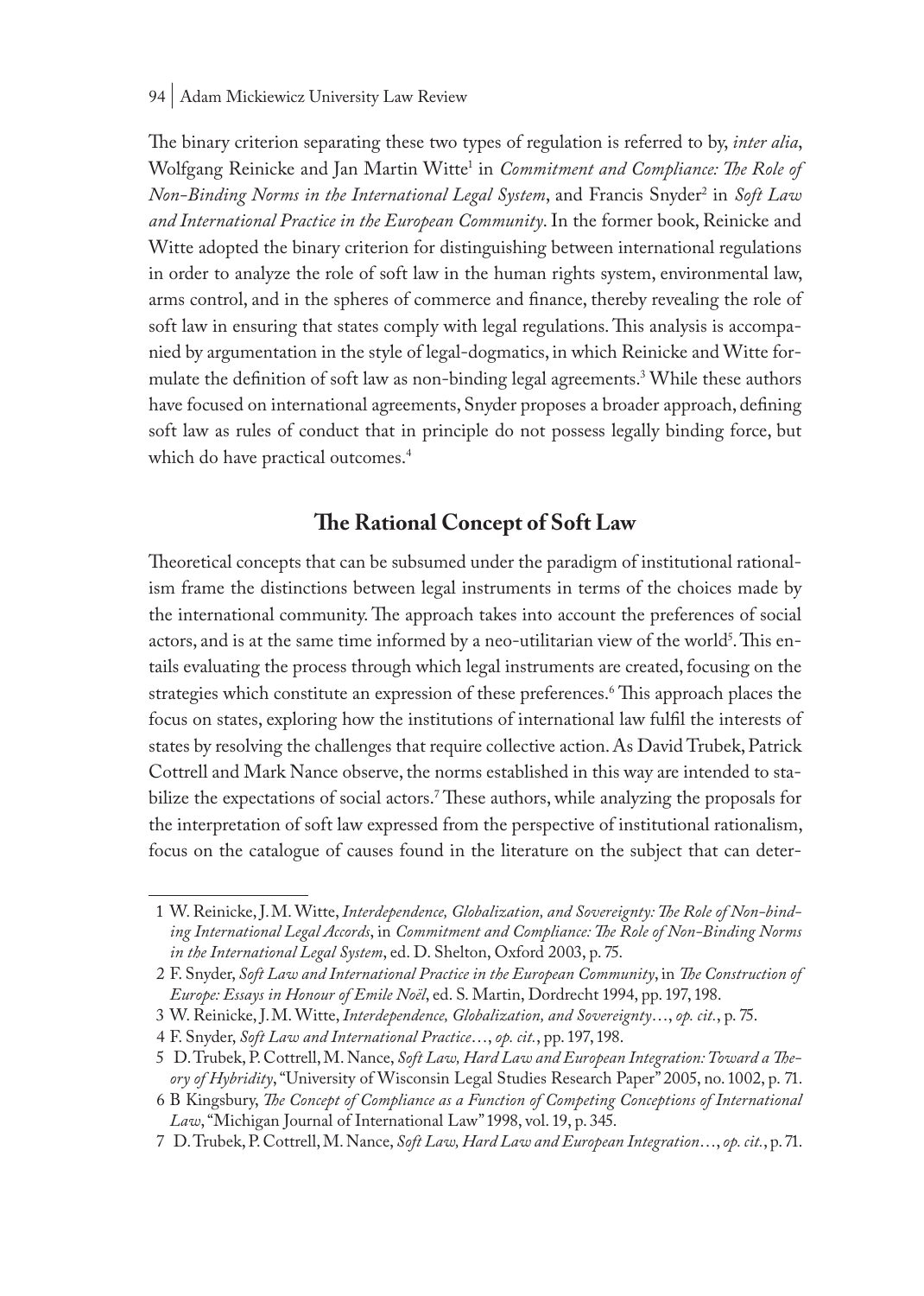The binary criterion separating these two types of regulation is referred to by, *inter alia*, Wolfgang Reinicke and Jan Martin Witte[1] in *Commitment and Compliance: The Role of Non-Binding Norms in the International Legal System*, and Francis Snyder[2] in *Soft Law and International Practice in the European Community*. In the former book, Reinicke and Witte adopted the binary criterion for distinguishing between international regulations in order to analyze the role of soft law in the human rights system, environmental law, arms control, and in the spheres of commerce and finance, thereby revealing the role of soft law in ensuring that states comply with legal regulations. This analysis is accompanied by argumentation in the style of legal-dogmatics, in which Reinicke and Witte formulate the definition of soft law as non-binding legal agreements.[3] While these authors have focused on international agreements, Snyder proposes a broader approach, defining soft law as rules of conduct that in principle do not possess legally binding force, but which do have practical outcomes.[4]

## The Rational Concept of Soft Law

Theoretical concepts that can be subsumed under the paradigm of institutional rationalism frame the distinctions between legal instruments in terms of the choices made by the international community. The approach takes into account the preferences of social actors, and is at the same time informed by a neo-utilitarian view of the world[5]. This entails evaluating the process through which legal instruments are created, focusing on the strategies which constitute an expression of these preferences.[6] This approach places the focus on states, exploring how the institutions of international law fulfil the interests of states by resolving the challenges that require collective action. As David Trubek, Patrick Cottrell and Mark Nance observe, the norms established in this way are intended to stabilize the expectations of social actors.[7] These authors, while analyzing the proposals for the interpretation of soft law expressed from the perspective of institutional rationalism, focus on the catalogue of causes found in the literature on the subject that can deter-

---

1 W. Reinicke, J. M. Witte, *Interdependence, Globalization, and Sovereignty: The Role of Non-binding International Legal Accords*, in *Commitment and Compliance: The Role of Non-Binding Norms in the International Legal System*, ed. D. Shelton, Oxford 2003, p. 75.

2 F. Snyder, *Soft Law and International Practice in the European Community*, in *The Construction of Europe: Essays in Honour of Emile Noël*, ed. S. Martin, Dordrecht 1994, pp. 197, 198.

3 W. Reinicke, J. M. Witte, *Interdependence, Globalization, and Sovereignty…*, *op. cit.*, p. 75.

4 F. Snyder, *Soft Law and International Practice…*, *op. cit.*, pp. 197, 198.

5 D. Trubek, P. Cottrell, M. Nance, *Soft Law, Hard Law and European Integration: Toward a Theory of Hybridity*, "University of Wisconsin Legal Studies Research Paper" 2005, no. 1002, p. 71.

6 B Kingsbury, *The Concept of Compliance as a Function of Competing Conceptions of International Law*, "Michigan Journal of International Law" 1998, vol. 19, p. 345.

7 D. Trubek, P. Cottrell, M. Nance, *Soft Law, Hard Law and European Integration…*, *op. cit.*, p. 71.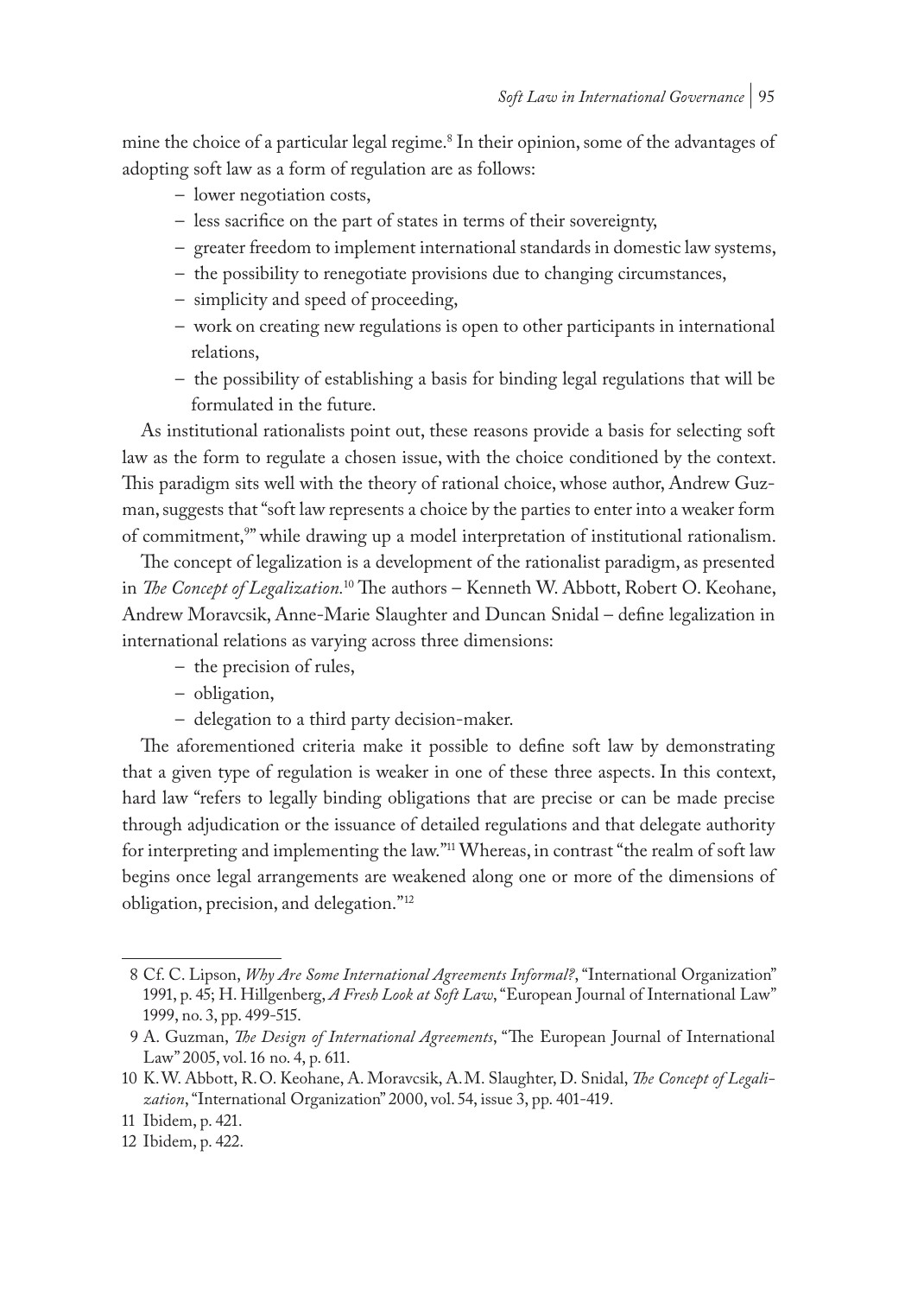mine the choice of a particular legal regime.[8] In their opinion, some of the advantages of adopting soft law as a form of regulation are as follows:

- lower negotiation costs,
- less sacrifice on the part of states in terms of their sovereignty,
- greater freedom to implement international standards in domestic law systems,
- the possibility to renegotiate provisions due to changing circumstances,
- simplicity and speed of proceeding,
- work on creating new regulations is open to other participants in international relations,
- the possibility of establishing a basis for binding legal regulations that will be formulated in the future.

As institutional rationalists point out, these reasons provide a basis for selecting soft law as the form to regulate a chosen issue, with the choice conditioned by the context. This paradigm sits well with the theory of rational choice, whose author, Andrew Guzman, suggests that "soft law represents a choice by the parties to enter into a weaker form of commitment,[9]" while drawing up a model interpretation of institutional rationalism.

The concept of legalization is a development of the rationalist paradigm, as presented in *The Concept of Legalization.*[10] The authors – Kenneth W. Abbott, Robert O. Keohane, Andrew Moravcsik, Anne-Marie Slaughter and Duncan Snidal – define legalization in international relations as varying across three dimensions:

- the precision of rules,
- obligation,
- delegation to a third party decision-maker.

The aforementioned criteria make it possible to define soft law by demonstrating that a given type of regulation is weaker in one of these three aspects. In this context, hard law "refers to legally binding obligations that are precise or can be made precise through adjudication or the issuance of detailed regulations and that delegate authority for interpreting and implementing the law."[11] Whereas, in contrast "the realm of soft law begins once legal arrangements are weakened along one or more of the dimensions of obligation, precision, and delegation."[12]

---

8 Cf. C. Lipson, *Why Are Some International Agreements Informal?*, "International Organization" 1991, p. 45; H. Hillgenberg, *A Fresh Look at Soft Law*, "European Journal of International Law" 1999, no. 3, pp. 499-515.

9 A. Guzman, *The Design of International Agreements*, "The European Journal of International Law" 2005, vol. 16 no. 4, p. 611.

10 K.W. Abbott, R.O. Keohane, A. Moravcsik, A.M. Slaughter, D. Snidal, *The Concept of Legalization*, "International Organization" 2000, vol. 54, issue 3, pp. 401-419.

11 Ibidem, p. 421.

12 Ibidem, p. 422.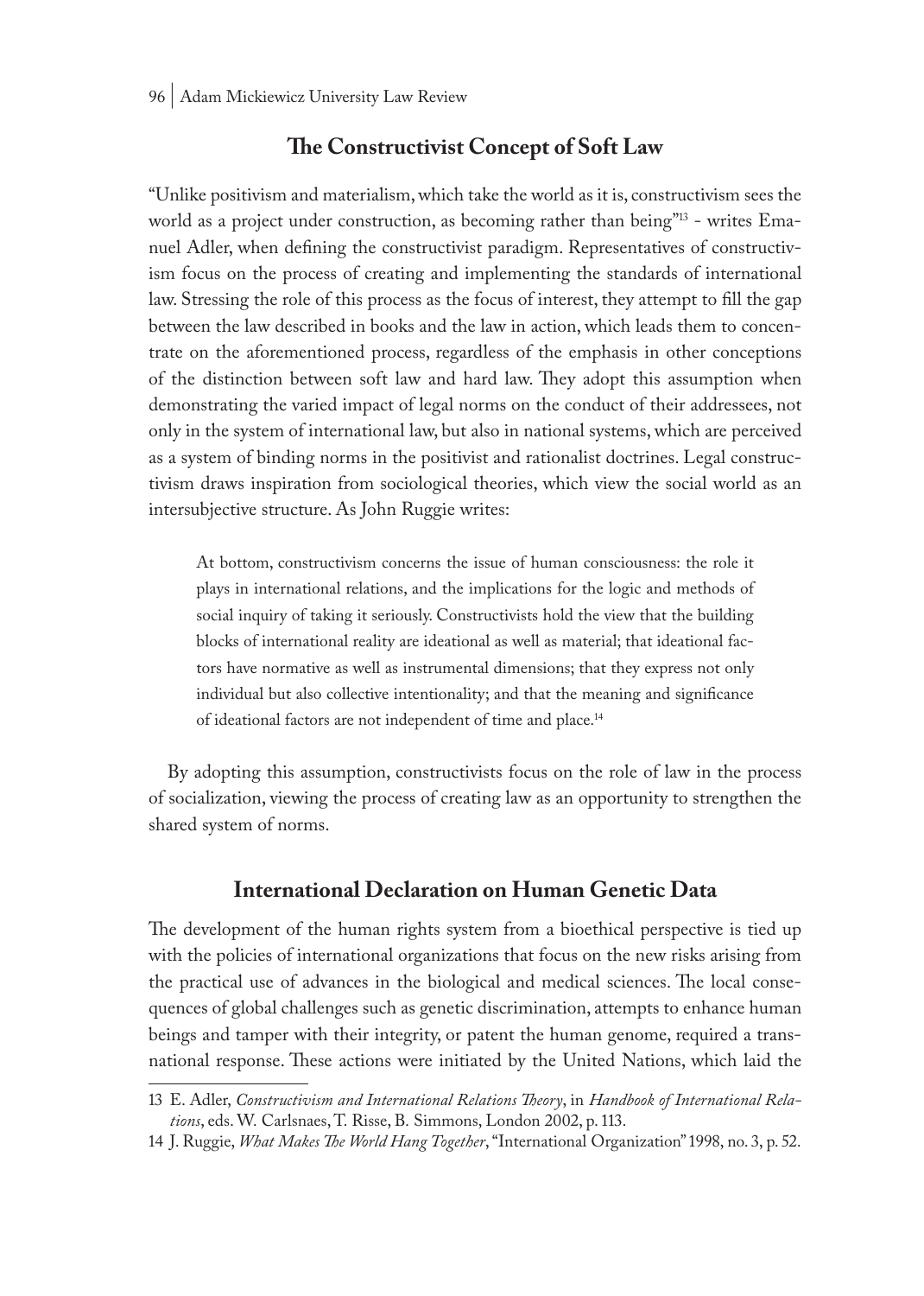## The Constructivist Concept of Soft Law

"Unlike positivism and materialism, which take the world as it is, constructivism sees the world as a project under construction, as becoming rather than being"[13] - writes Emanuel Adler, when defining the constructivist paradigm. Representatives of constructivism focus on the process of creating and implementing the standards of international law. Stressing the role of this process as the focus of interest, they attempt to fill the gap between the law described in books and the law in action, which leads them to concentrate on the aforementioned process, regardless of the emphasis in other conceptions of the distinction between soft law and hard law. They adopt this assumption when demonstrating the varied impact of legal norms on the conduct of their addressees, not only in the system of international law, but also in national systems, which are perceived as a system of binding norms in the positivist and rationalist doctrines. Legal constructivism draws inspiration from sociological theories, which view the social world as an intersubjective structure. As John Ruggie writes:

> At bottom, constructivism concerns the issue of human consciousness: the role it plays in international relations, and the implications for the logic and methods of social inquiry of taking it seriously. Constructivists hold the view that the building blocks of international reality are ideational as well as material; that ideational factors have normative as well as instrumental dimensions; that they express not only individual but also collective intentionality; and that the meaning and significance of ideational factors are not independent of time and place.[14]

By adopting this assumption, constructivists focus on the role of law in the process of socialization, viewing the process of creating law as an opportunity to strengthen the shared system of norms.

## International Declaration on Human Genetic Data

The development of the human rights system from a bioethical perspective is tied up with the policies of international organizations that focus on the new risks arising from the practical use of advances in the biological and medical sciences. The local consequences of global challenges such as genetic discrimination, attempts to enhance human beings and tamper with their integrity, or patent the human genome, required a transnational response. These actions were initiated by the United Nations, which laid the

---

13 E. Adler, *Constructivism and International Relations Theory*, in *Handbook of International Relations*, eds. W. Carlsnaes, T. Risse, B. Simmons, London 2002, p. 113.

14 J. Ruggie, *What Makes The World Hang Together*, "International Organization" 1998, no. 3, p. 52.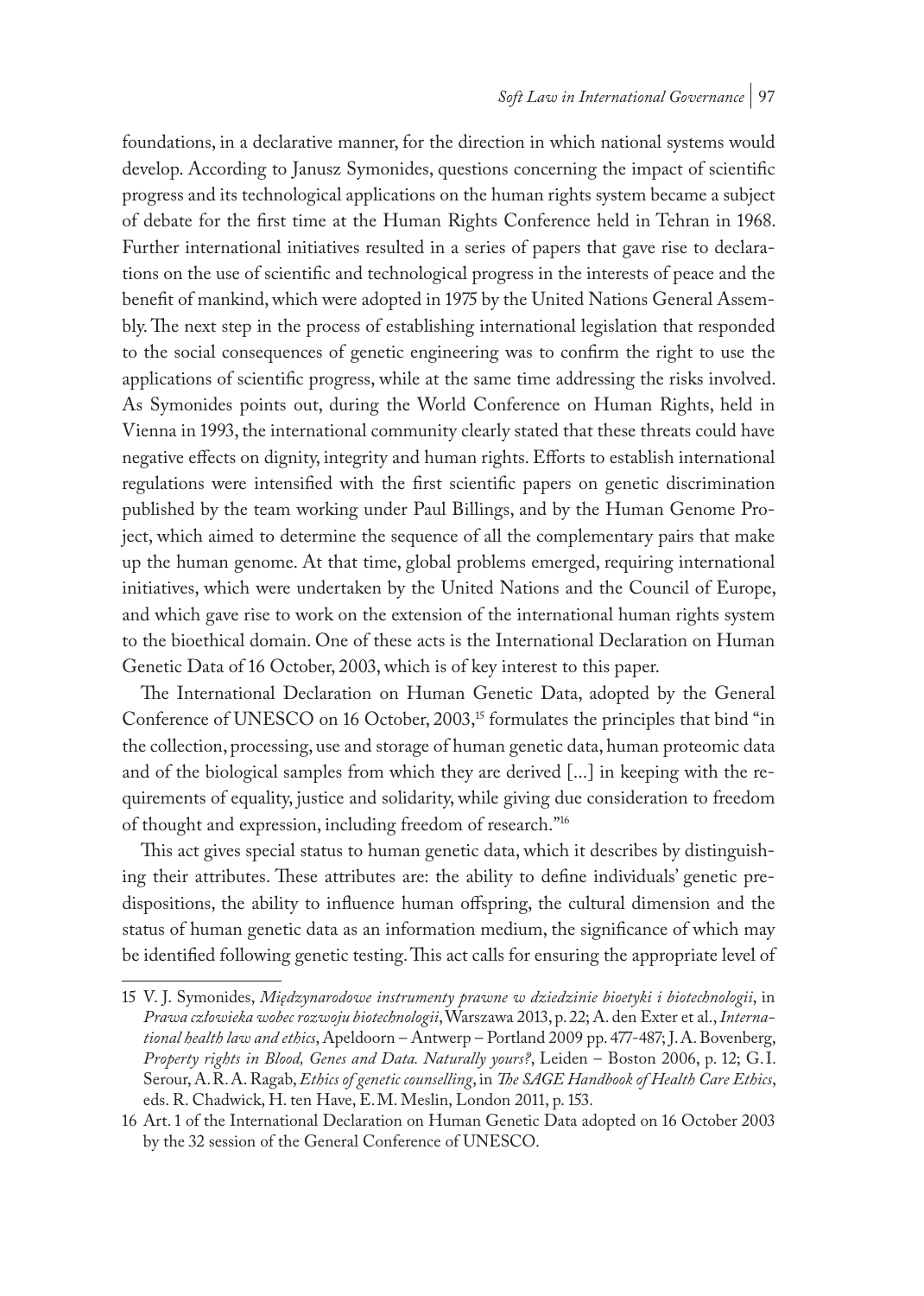foundations, in a declarative manner, for the direction in which national systems would develop. According to Janusz Symonides, questions concerning the impact of scientific progress and its technological applications on the human rights system became a subject of debate for the first time at the Human Rights Conference held in Tehran in 1968. Further international initiatives resulted in a series of papers that gave rise to declarations on the use of scientific and technological progress in the interests of peace and the benefit of mankind, which were adopted in 1975 by the United Nations General Assembly. The next step in the process of establishing international legislation that responded to the social consequences of genetic engineering was to confirm the right to use the applications of scientific progress, while at the same time addressing the risks involved. As Symonides points out, during the World Conference on Human Rights, held in Vienna in 1993, the international community clearly stated that these threats could have negative effects on dignity, integrity and human rights. Efforts to establish international regulations were intensified with the first scientific papers on genetic discrimination published by the team working under Paul Billings, and by the Human Genome Project, which aimed to determine the sequence of all the complementary pairs that make up the human genome. At that time, global problems emerged, requiring international initiatives, which were undertaken by the United Nations and the Council of Europe, and which gave rise to work on the extension of the international human rights system to the bioethical domain. One of these acts is the International Declaration on Human Genetic Data of 16 October, 2003, which is of key interest to this paper.

The International Declaration on Human Genetic Data, adopted by the General Conference of UNESCO on 16 October, 2003,[15] formulates the principles that bind "in the collection, processing, use and storage of human genetic data, human proteomic data and of the biological samples from which they are derived [...] in keeping with the requirements of equality, justice and solidarity, while giving due consideration to freedom of thought and expression, including freedom of research."[16]

This act gives special status to human genetic data, which it describes by distinguishing their attributes. These attributes are: the ability to define individuals' genetic predispositions, the ability to influence human offspring, the cultural dimension and the status of human genetic data as an information medium, the significance of which may be identified following genetic testing. This act calls for ensuring the appropriate level of

---

15 V. J. Symonides, *Międzynarodowe instrumenty prawne w dziedzinie bioetyki i biotechnologii*, in *Prawa człowieka wobec rozwoju biotechnologii*, Warszawa 2013, p. 22; A. den Exter et al., *International health law and ethics*, Apeldoorn – Antwerp – Portland 2009 pp. 477-487; J. A. Bovenberg, *Property rights in Blood, Genes and Data. Naturally yours?*, Leiden – Boston 2006, p. 12; G. I. Serour, A. R. A. Ragab, *Ethics of genetic counselling*, in *The SAGE Handbook of Health Care Ethics*, eds. R. Chadwick, H. ten Have, E. M. Meslin, London 2011, p. 153.

16 Art. 1 of the International Declaration on Human Genetic Data adopted on 16 October 2003 by the 32 session of the General Conference of UNESCO.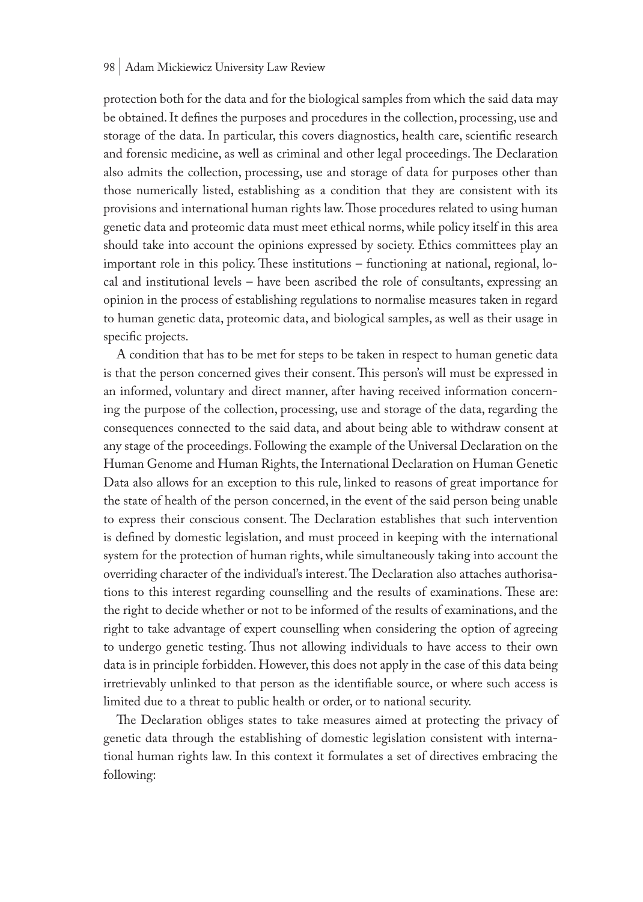protection both for the data and for the biological samples from which the said data may be obtained. It defines the purposes and procedures in the collection, processing, use and storage of the data. In particular, this covers diagnostics, health care, scientific research and forensic medicine, as well as criminal and other legal proceedings. The Declaration also admits the collection, processing, use and storage of data for purposes other than those numerically listed, establishing as a condition that they are consistent with its provisions and international human rights law. Those procedures related to using human genetic data and proteomic data must meet ethical norms, while policy itself in this area should take into account the opinions expressed by society. Ethics committees play an important role in this policy. These institutions – functioning at national, regional, local and institutional levels – have been ascribed the role of consultants, expressing an opinion in the process of establishing regulations to normalise measures taken in regard to human genetic data, proteomic data, and biological samples, as well as their usage in specific projects.

A condition that has to be met for steps to be taken in respect to human genetic data is that the person concerned gives their consent. This person's will must be expressed in an informed, voluntary and direct manner, after having received information concerning the purpose of the collection, processing, use and storage of the data, regarding the consequences connected to the said data, and about being able to withdraw consent at any stage of the proceedings. Following the example of the Universal Declaration on the Human Genome and Human Rights, the International Declaration on Human Genetic Data also allows for an exception to this rule, linked to reasons of great importance for the state of health of the person concerned, in the event of the said person being unable to express their conscious consent. The Declaration establishes that such intervention is defined by domestic legislation, and must proceed in keeping with the international system for the protection of human rights, while simultaneously taking into account the overriding character of the individual's interest. The Declaration also attaches authorisations to this interest regarding counselling and the results of examinations. These are: the right to decide whether or not to be informed of the results of examinations, and the right to take advantage of expert counselling when considering the option of agreeing to undergo genetic testing. Thus not allowing individuals to have access to their own data is in principle forbidden. However, this does not apply in the case of this data being irretrievably unlinked to that person as the identifiable source, or where such access is limited due to a threat to public health or order, or to national security.

The Declaration obliges states to take measures aimed at protecting the privacy of genetic data through the establishing of domestic legislation consistent with international human rights law. In this context it formulates a set of directives embracing the following: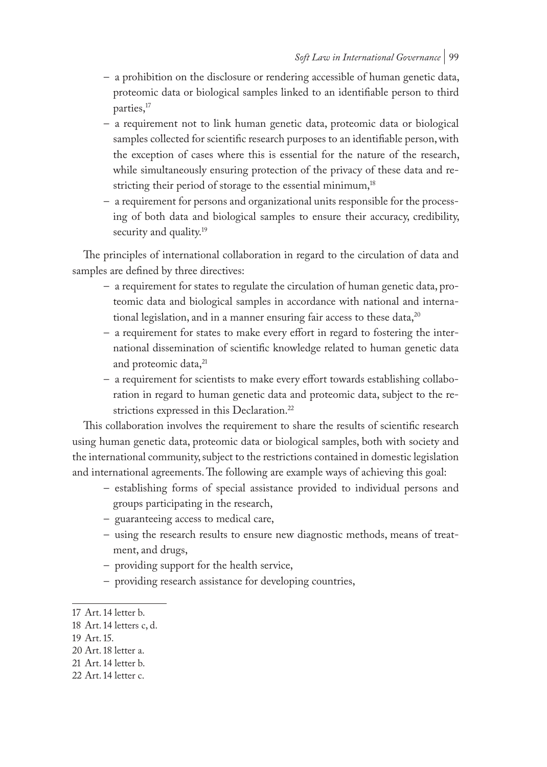- a prohibition on the disclosure or rendering accessible of human genetic data, proteomic data or biological samples linked to an identifiable person to third parties,[17]
- a requirement not to link human genetic data, proteomic data or biological samples collected for scientific research purposes to an identifiable person, with the exception of cases where this is essential for the nature of the research, while simultaneously ensuring protection of the privacy of these data and restricting their period of storage to the essential minimum,[18]
- a requirement for persons and organizational units responsible for the processing of both data and biological samples to ensure their accuracy, credibility, security and quality.[19]

The principles of international collaboration in regard to the circulation of data and samples are defined by three directives:

- a requirement for states to regulate the circulation of human genetic data, proteomic data and biological samples in accordance with national and international legislation, and in a manner ensuring fair access to these data,[20]
- a requirement for states to make every effort in regard to fostering the international dissemination of scientific knowledge related to human genetic data and proteomic data,[21]
- a requirement for scientists to make every effort towards establishing collaboration in regard to human genetic data and proteomic data, subject to the restrictions expressed in this Declaration.[22]

This collaboration involves the requirement to share the results of scientific research using human genetic data, proteomic data or biological samples, both with society and the international community, subject to the restrictions contained in domestic legislation and international agreements. The following are example ways of achieving this goal:

- establishing forms of special assistance provided to individual persons and groups participating in the research,
- guaranteeing access to medical care,
- using the research results to ensure new diagnostic methods, means of treatment, and drugs,
- providing support for the health service,
- providing research assistance for developing countries,

---

17 Art. 14 letter b.

18 Art. 14 letters c, d.

19 Art. 15.

20 Art. 18 letter a.

21 Art. 14 letter b.

22 Art. 14 letter c.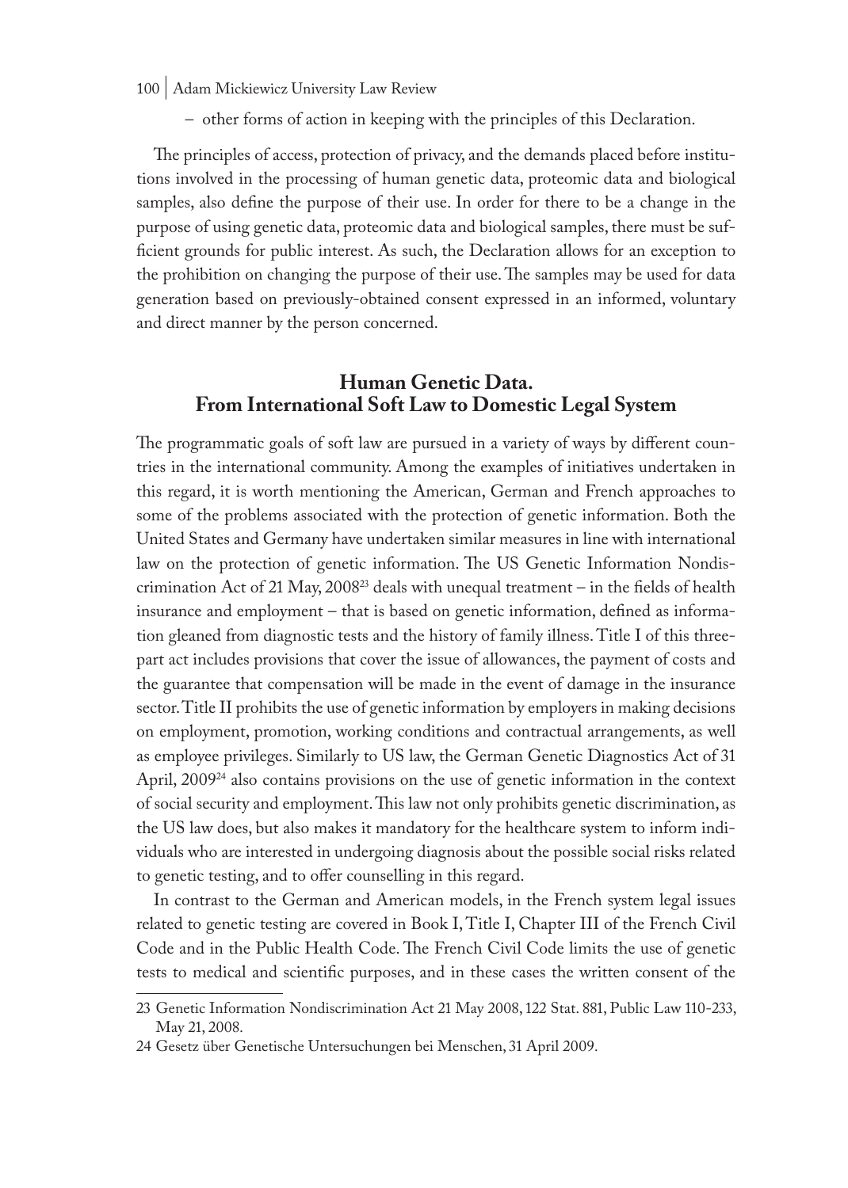– other forms of action in keeping with the principles of this Declaration.

The principles of access, protection of privacy, and the demands placed before institutions involved in the processing of human genetic data, proteomic data and biological samples, also define the purpose of their use. In order for there to be a change in the purpose of using genetic data, proteomic data and biological samples, there must be sufficient grounds for public interest. As such, the Declaration allows for an exception to the prohibition on changing the purpose of their use. The samples may be used for data generation based on previously-obtained consent expressed in an informed, voluntary and direct manner by the person concerned.

## Human Genetic Data. From International Soft Law to Domestic Legal System

The programmatic goals of soft law are pursued in a variety of ways by different countries in the international community. Among the examples of initiatives undertaken in this regard, it is worth mentioning the American, German and French approaches to some of the problems associated with the protection of genetic information. Both the United States and Germany have undertaken similar measures in line with international law on the protection of genetic information. The US Genetic Information Nondiscrimination Act of 21 May, 2008[23] deals with unequal treatment – in the fields of health insurance and employment – that is based on genetic information, defined as information gleaned from diagnostic tests and the history of family illness. Title I of this three-part act includes provisions that cover the issue of allowances, the payment of costs and the guarantee that compensation will be made in the event of damage in the insurance sector. Title II prohibits the use of genetic information by employers in making decisions on employment, promotion, working conditions and contractual arrangements, as well as employee privileges. Similarly to US law, the German Genetic Diagnostics Act of 31 April, 2009[24] also contains provisions on the use of genetic information in the context of social security and employment. This law not only prohibits genetic discrimination, as the US law does, but also makes it mandatory for the healthcare system to inform individuals who are interested in undergoing diagnosis about the possible social risks related to genetic testing, and to offer counselling in this regard.

In contrast to the German and American models, in the French system legal issues related to genetic testing are covered in Book I, Title I, Chapter III of the French Civil Code and in the Public Health Code. The French Civil Code limits the use of genetic tests to medical and scientific purposes, and in these cases the written consent of the

---

23 Genetic Information Nondiscrimination Act 21 May 2008, 122 Stat. 881, Public Law 110-233, May 21, 2008.

24 Gesetz über Genetische Untersuchungen bei Menschen, 31 April 2009.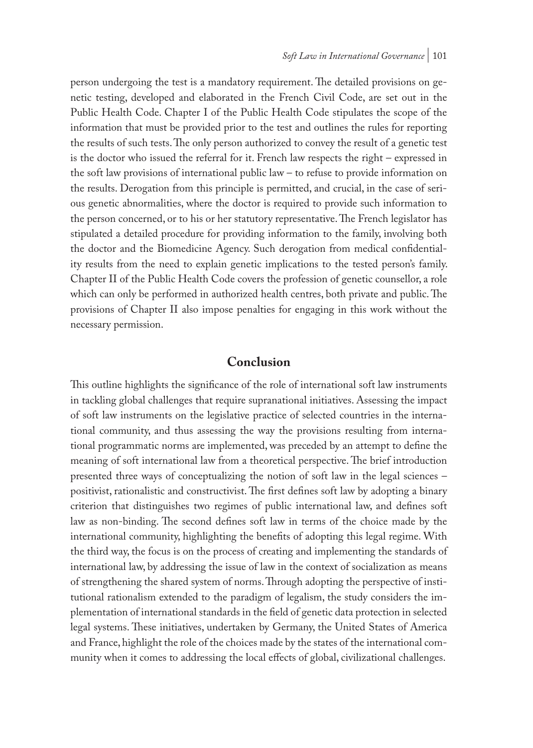person undergoing the test is a mandatory requirement. The detailed provisions on genetic testing, developed and elaborated in the French Civil Code, are set out in the Public Health Code. Chapter I of the Public Health Code stipulates the scope of the information that must be provided prior to the test and outlines the rules for reporting the results of such tests. The only person authorized to convey the result of a genetic test is the doctor who issued the referral for it. French law respects the right – expressed in the soft law provisions of international public law – to refuse to provide information on the results. Derogation from this principle is permitted, and crucial, in the case of serious genetic abnormalities, where the doctor is required to provide such information to the person concerned, or to his or her statutory representative. The French legislator has stipulated a detailed procedure for providing information to the family, involving both the doctor and the Biomedicine Agency. Such derogation from medical confidentiality results from the need to explain genetic implications to the tested person's family. Chapter II of the Public Health Code covers the profession of genetic counsellor, a role which can only be performed in authorized health centres, both private and public. The provisions of Chapter II also impose penalties for engaging in this work without the necessary permission.

## Conclusion

This outline highlights the significance of the role of international soft law instruments in tackling global challenges that require supranational initiatives. Assessing the impact of soft law instruments on the legislative practice of selected countries in the international community, and thus assessing the way the provisions resulting from international programmatic norms are implemented, was preceded by an attempt to define the meaning of soft international law from a theoretical perspective. The brief introduction presented three ways of conceptualizing the notion of soft law in the legal sciences – positivist, rationalistic and constructivist. The first defines soft law by adopting a binary criterion that distinguishes two regimes of public international law, and defines soft law as non-binding. The second defines soft law in terms of the choice made by the international community, highlighting the benefits of adopting this legal regime. With the third way, the focus is on the process of creating and implementing the standards of international law, by addressing the issue of law in the context of socialization as means of strengthening the shared system of norms. Through adopting the perspective of institutional rationalism extended to the paradigm of legalism, the study considers the implementation of international standards in the field of genetic data protection in selected legal systems. These initiatives, undertaken by Germany, the United States of America and France, highlight the role of the choices made by the states of the international community when it comes to addressing the local effects of global, civilizational challenges.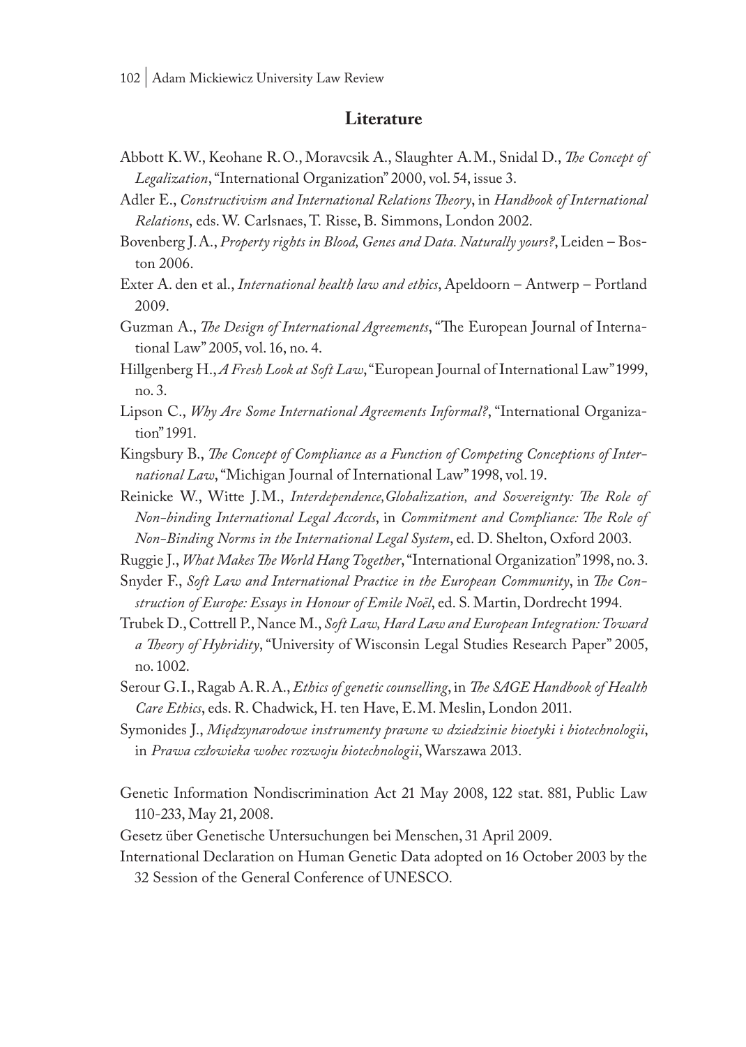## Literature

Abbott K.W., Keohane R.O., Moravcsik A., Slaughter A.M., Snidal D., *The Concept of Legalization*, "International Organization" 2000, vol. 54, issue 3.

Adler E., *Constructivism and International Relations Theory*, in *Handbook of International Relations*, eds. W. Carlsnaes, T. Risse, B. Simmons, London 2002.

Bovenberg J.A., *Property rights in Blood, Genes and Data. Naturally yours?*, Leiden – Boston 2006.

Exter A. den et al., *International health law and ethics*, Apeldoorn – Antwerp – Portland 2009.

Guzman A., *The Design of International Agreements*, "The European Journal of International Law" 2005, vol. 16, no. 4.

Hillgenberg H., *A Fresh Look at Soft Law*, "European Journal of International Law" 1999, no. 3.

Lipson C., *Why Are Some International Agreements Informal?*, "International Organization" 1991.

Kingsbury B., *The Concept of Compliance as a Function of Competing Conceptions of International Law*, "Michigan Journal of International Law" 1998, vol. 19.

Reinicke W., Witte J.M., *Interdependence, Globalization, and Sovereignty: The Role of Non-binding International Legal Accords*, in *Commitment and Compliance: The Role of Non-Binding Norms in the International Legal System*, ed. D. Shelton, Oxford 2003.

Ruggie J., *What Makes The World Hang Together*, "International Organization" 1998, no. 3.

Snyder F., *Soft Law and International Practice in the European Community*, in *The Construction of Europe: Essays in Honour of Emile Noël*, ed. S. Martin, Dordrecht 1994.

Trubek D., Cottrell P., Nance M., *Soft Law, Hard Law and European Integration: Toward a Theory of Hybridity*, "University of Wisconsin Legal Studies Research Paper" 2005, no. 1002.

Serour G.I., Ragab A.R.A., *Ethics of genetic counselling*, in *The SAGE Handbook of Health Care Ethics*, eds. R. Chadwick, H. ten Have, E.M. Meslin, London 2011.

Symonides J., *Międzynarodowe instrumenty prawne w dziedzinie bioetyki i biotechnologii*, in *Prawa człowieka wobec rozwoju biotechnologii*, Warszawa 2013.

Genetic Information Nondiscrimination Act 21 May 2008, 122 stat. 881, Public Law 110-233, May 21, 2008.

Gesetz über Genetische Untersuchungen bei Menschen, 31 April 2009.

International Declaration on Human Genetic Data adopted on 16 October 2003 by the 32 Session of the General Conference of UNESCO.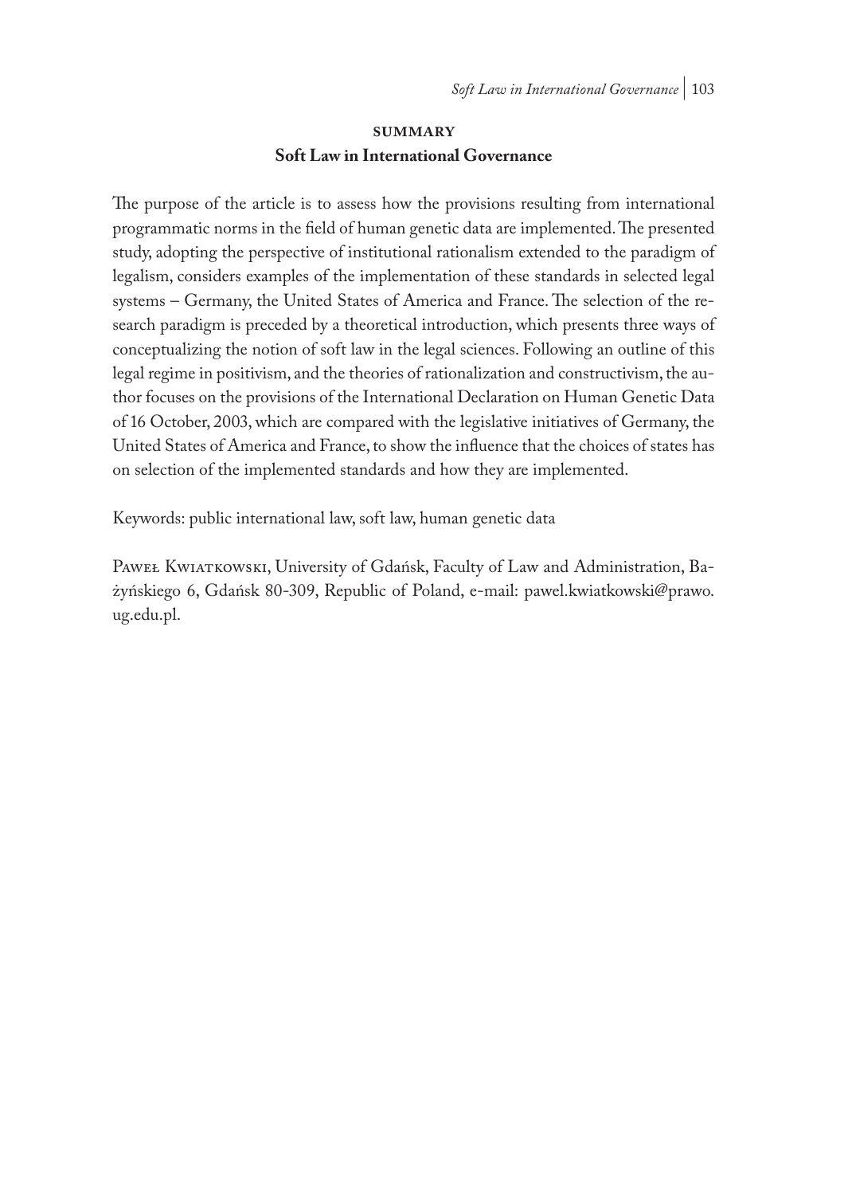## SUMMARY

### Soft Law in International Governance

The purpose of the article is to assess how the provisions resulting from international programmatic norms in the field of human genetic data are implemented. The presented study, adopting the perspective of institutional rationalism extended to the paradigm of legalism, considers examples of the implementation of these standards in selected legal systems – Germany, the United States of America and France. The selection of the research paradigm is preceded by a theoretical introduction, which presents three ways of conceptualizing the notion of soft law in the legal sciences. Following an outline of this legal regime in positivism, and the theories of rationalization and constructivism, the author focuses on the provisions of the International Declaration on Human Genetic Data of 16 October, 2003, which are compared with the legislative initiatives of Germany, the United States of America and France, to show the influence that the choices of states has on selection of the implemented standards and how they are implemented.

Keywords: public international law, soft law, human genetic data

Paweł Kwiatkowski, University of Gdańsk, Faculty of Law and Administration, Bażyńskiego 6, Gdańsk 80-309, Republic of Poland, e-mail: pawel.kwiatkowski@prawo.ug.edu.pl.